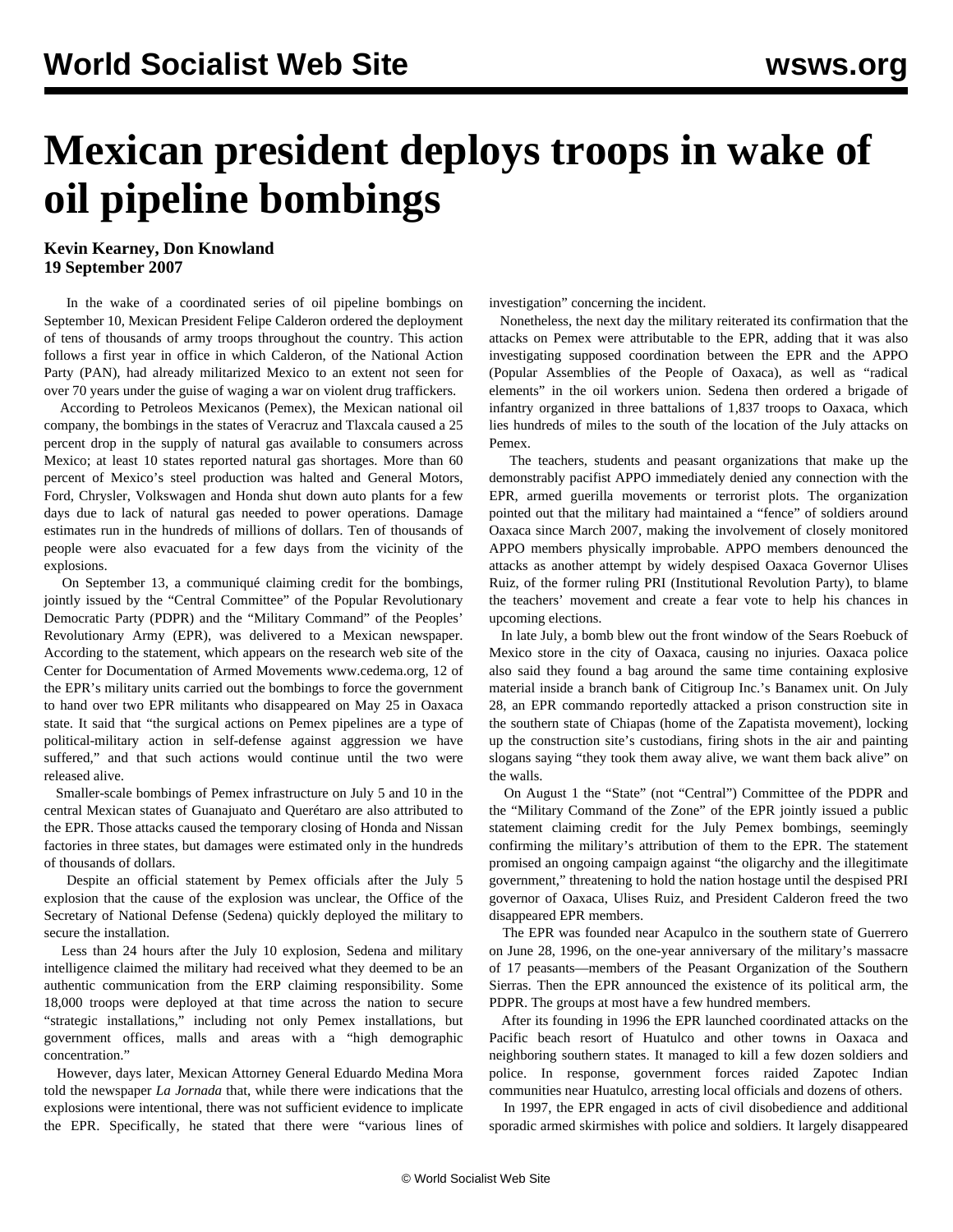# Mexican president deploys troops in wake of oil pipeline bombings

**Kevin Kearney, Don Knowland**
**19 September 2007**

In the wake of a coordinated series of oil pipeline bombings on September 10, Mexican President Felipe Calderon ordered the deployment of tens of thousands of army troops throughout the country. This action follows a first year in office in which Calderon, of the National Action Party (PAN), had already militarized Mexico to an extent not seen for over 70 years under the guise of waging a war on violent drug traffickers.

According to Petroleos Mexicanos (Pemex), the Mexican national oil company, the bombings in the states of Veracruz and Tlaxcala caused a 25 percent drop in the supply of natural gas available to consumers across Mexico; at least 10 states reported natural gas shortages. More than 60 percent of Mexico's steel production was halted and General Motors, Ford, Chrysler, Volkswagen and Honda shut down auto plants for a few days due to lack of natural gas needed to power operations. Damage estimates run in the hundreds of millions of dollars. Ten of thousands of people were also evacuated for a few days from the vicinity of the explosions.

On September 13, a communiqué claiming credit for the bombings, jointly issued by the "Central Committee" of the Popular Revolutionary Democratic Party (PDPR) and the "Military Command" of the Peoples' Revolutionary Army (EPR), was delivered to a Mexican newspaper. According to the statement, which appears on the research web site of the Center for Documentation of Armed Movements www.cedema.org, 12 of the EPR's military units carried out the bombings to force the government to hand over two EPR militants who disappeared on May 25 in Oaxaca state. It said that "the surgical actions on Pemex pipelines are a type of political-military action in self-defense against aggression we have suffered," and that such actions would continue until the two were released alive.

Smaller-scale bombings of Pemex infrastructure on July 5 and 10 in the central Mexican states of Guanajuato and Querétaro are also attributed to the EPR. Those attacks caused the temporary closing of Honda and Nissan factories in three states, but damages were estimated only in the hundreds of thousands of dollars.

Despite an official statement by Pemex officials after the July 5 explosion that the cause of the explosion was unclear, the Office of the Secretary of National Defense (Sedena) quickly deployed the military to secure the installation.

Less than 24 hours after the July 10 explosion, Sedena and military intelligence claimed the military had received what they deemed to be an authentic communication from the ERP claiming responsibility. Some 18,000 troops were deployed at that time across the nation to secure "strategic installations," including not only Pemex installations, but government offices, malls and areas with a "high demographic concentration."

However, days later, Mexican Attorney General Eduardo Medina Mora told the newspaper *La Jornada* that, while there were indications that the explosions were intentional, there was not sufficient evidence to implicate the EPR. Specifically, he stated that there were "various lines of investigation" concerning the incident.

Nonetheless, the next day the military reiterated its confirmation that the attacks on Pemex were attributable to the EPR, adding that it was also investigating supposed coordination between the EPR and the APPO (Popular Assemblies of the People of Oaxaca), as well as "radical elements" in the oil workers union. Sedena then ordered a brigade of infantry organized in three battalions of 1,837 troops to Oaxaca, which lies hundreds of miles to the south of the location of the July attacks on Pemex.

The teachers, students and peasant organizations that make up the demonstrably pacifist APPO immediately denied any connection with the EPR, armed guerilla movements or terrorist plots. The organization pointed out that the military had maintained a "fence" of soldiers around Oaxaca since March 2007, making the involvement of closely monitored APPO members physically improbable. APPO members denounced the attacks as another attempt by widely despised Oaxaca Governor Ulises Ruiz, of the former ruling PRI (Institutional Revolution Party), to blame the teachers' movement and create a fear vote to help his chances in upcoming elections.

In late July, a bomb blew out the front window of the Sears Roebuck of Mexico store in the city of Oaxaca, causing no injuries. Oaxaca police also said they found a bag around the same time containing explosive material inside a branch bank of Citigroup Inc.'s Banamex unit. On July 28, an EPR commando reportedly attacked a prison construction site in the southern state of Chiapas (home of the Zapatista movement), locking up the construction site's custodians, firing shots in the air and painting slogans saying "they took them away alive, we want them back alive" on the walls.

On August 1 the "State" (not "Central") Committee of the PDPR and the "Military Command of the Zone" of the EPR jointly issued a public statement claiming credit for the July Pemex bombings, seemingly confirming the military's attribution of them to the EPR. The statement promised an ongoing campaign against "the oligarchy and the illegitimate government," threatening to hold the nation hostage until the despised PRI governor of Oaxaca, Ulises Ruiz, and President Calderon freed the two disappeared EPR members.

The EPR was founded near Acapulco in the southern state of Guerrero on June 28, 1996, on the one-year anniversary of the military's massacre of 17 peasants—members of the Peasant Organization of the Southern Sierras. Then the EPR announced the existence of its political arm, the PDPR. The groups at most have a few hundred members.

After its founding in 1996 the EPR launched coordinated attacks on the Pacific beach resort of Huatulco and other towns in Oaxaca and neighboring southern states. It managed to kill a few dozen soldiers and police. In response, government forces raided Zapotec Indian communities near Huatulco, arresting local officials and dozens of others.

In 1997, the EPR engaged in acts of civil disobedience and additional sporadic armed skirmishes with police and soldiers. It largely disappeared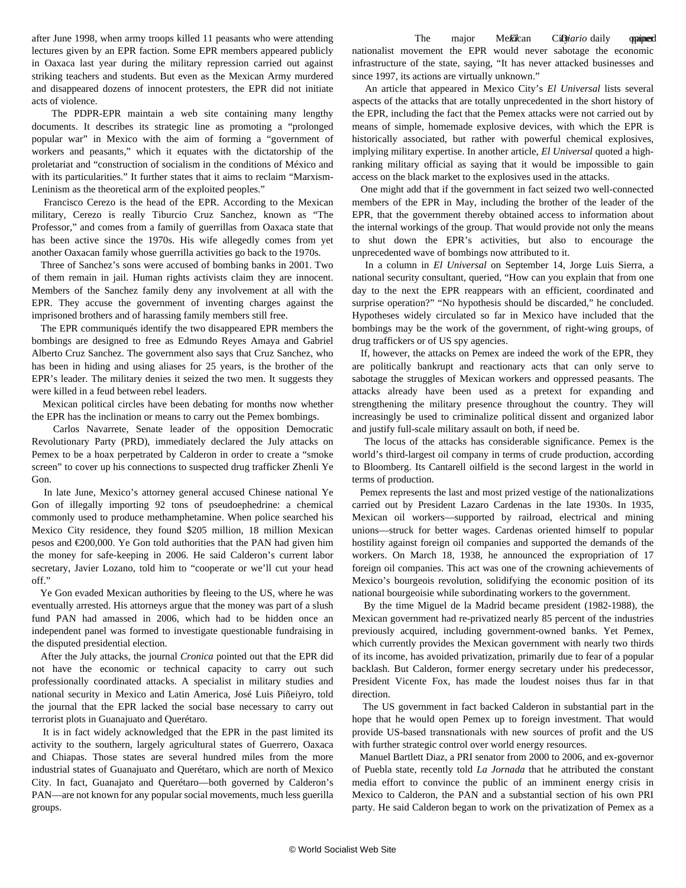after June 1998, when army troops killed 11 peasants who were attending lectures given by an EPR faction. Some EPR members appeared publicly in Oaxaca last year during the military repression carried out against striking teachers and students. But even as the Mexican Army murdered and disappeared dozens of innocent protesters, the EPR did not initiate acts of violence.

The PDPR-EPR maintain a web site containing many lengthy documents. It describes its strategic line as promoting a "prolonged popular war" in Mexico with the aim of forming a "government of workers and peasants," which it equates with the dictatorship of the proletariat and "construction of socialism in the conditions of México and with its particularities." It further states that it aims to reclaim "Marxism-Leninism as the theoretical arm of the exploited peoples."

Francisco Cerezo is the head of the EPR. According to the Mexican military, Cerezo is really Tiburcio Cruz Sanchez, known as "The Professor," and comes from a family of guerrillas from Oaxaca state that has been active since the 1970s. His wife allegedly comes from yet another Oaxacan family whose guerrilla activities go back to the 1970s.

Three of Sanchez's sons were accused of bombing banks in 2001. Two of them remain in jail. Human rights activists claim they are innocent. Members of the Sanchez family deny any involvement at all with the EPR. They accuse the government of inventing charges against the imprisoned brothers and of harassing family members still free.

The EPR communiqués identify the two disappeared EPR members the bombings are designed to free as Edmundo Reyes Amaya and Gabriel Alberto Cruz Sanchez. The government also says that Cruz Sanchez, who has been in hiding and using aliases for 25 years, is the brother of the EPR's leader. The military denies it seized the two men. It suggests they were killed in a feud between rebel leaders.

Mexican political circles have been debating for months now whether the EPR has the inclination or means to carry out the Pemex bombings.

Carlos Navarrete, Senate leader of the opposition Democratic Revolutionary Party (PRD), immediately declared the July attacks on Pemex to be a hoax perpetrated by Calderon in order to create a "smoke screen" to cover up his connections to suspected drug trafficker Zhenli Ye Gon.

In late June, Mexico's attorney general accused Chinese national Ye Gon of illegally importing 92 tons of pseudoephedrine: a chemical commonly used to produce methamphetamine. When police searched his Mexico City residence, they found $205 million, 18 million Mexican pesos and €200,000. Ye Gon told authorities that the PAN had given him the money for safe-keeping in 2006. He said Calderon's current labor secretary, Javier Lozano, told him to "cooperate or we'll cut your head off."

Ye Gon evaded Mexican authorities by fleeing to the US, where he was eventually arrested. His attorneys argue that the money was part of a slush fund PAN had amassed in 2006, which had to be hidden once an independent panel was formed to investigate questionable fundraising in the disputed presidential election.

After the July attacks, the journal *Cronica* pointed out that the EPR did not have the economic or technical capacity to carry out such professionally coordinated attacks. A specialist in military studies and national security in Mexico and Latin America, José Luis Piñeiyro, told the journal that the EPR lacked the social base necessary to carry out terrorist plots in Guanajuato and Querétaro.

It is in fact widely acknowledged that the EPR in the past limited its activity to the southern, largely agricultural states of Guerrero, Oaxaca and Chiapas. Those states are several hundred miles from the more industrial states of Guanajuato and Querétaro, which are north of Mexico City. In fact, Guanajato and Querétaro—both governed by Calderon's PAN—are not known for any popular social movements, much less guerilla groups.

The major Mexico City daily *El Diario* opined nationalist movement the EPR would never sabotage the economic infrastructure of the state, saying, "It has never attacked businesses and since 1997, its actions are virtually unknown."

An article that appeared in Mexico City's *El Universal* lists several aspects of the attacks that are totally unprecedented in the short history of the EPR, including the fact that the Pemex attacks were not carried out by means of simple, homemade explosive devices, with which the EPR is historically associated, but rather with powerful chemical explosives, implying military expertise. In another article, *El Universal* quoted a high-ranking military official as saying that it would be impossible to gain access on the black market to the explosives used in the attacks.

One might add that if the government in fact seized two well-connected members of the EPR in May, including the brother of the leader of the EPR, that the government thereby obtained access to information about the internal workings of the group. That would provide not only the means to shut down the EPR's activities, but also to encourage the unprecedented wave of bombings now attributed to it.

In a column in *El Universal* on September 14, Jorge Luis Sierra, a national security consultant, queried, "How can you explain that from one day to the next the EPR reappears with an efficient, coordinated and surprise operation?" "No hypothesis should be discarded," he concluded. Hypotheses widely circulated so far in Mexico have included that the bombings may be the work of the government, of right-wing groups, of drug traffickers or of US spy agencies.

If, however, the attacks on Pemex are indeed the work of the EPR, they are politically bankrupt and reactionary acts that can only serve to sabotage the struggles of Mexican workers and oppressed peasants. The attacks already have been used as a pretext for expanding and strengthening the military presence throughout the country. They will increasingly be used to criminalize political dissent and organized labor and justify full-scale military assault on both, if need be.

The locus of the attacks has considerable significance. Pemex is the world's third-largest oil company in terms of crude production, according to Bloomberg. Its Cantarell oilfield is the second largest in the world in terms of production.

Pemex represents the last and most prized vestige of the nationalizations carried out by President Lazaro Cardenas in the late 1930s. In 1935, Mexican oil workers—supported by railroad, electrical and mining unions—struck for better wages. Cardenas oriented himself to popular hostility against foreign oil companies and supported the demands of the workers. On March 18, 1938, he announced the expropriation of 17 foreign oil companies. This act was one of the crowning achievements of Mexico's bourgeois revolution, solidifying the economic position of its national bourgeoisie while subordinating workers to the government.

By the time Miguel de la Madrid became president (1982-1988), the Mexican government had re-privatized nearly 85 percent of the industries previously acquired, including government-owned banks. Yet Pemex, which currently provides the Mexican government with nearly two thirds of its income, has avoided privatization, primarily due to fear of a popular backlash. But Calderon, former energy secretary under his predecessor, President Vicente Fox, has made the loudest noises thus far in that direction.

The US government in fact backed Calderon in substantial part in the hope that he would open Pemex up to foreign investment. That would provide US-based transnationals with new sources of profit and the US with further strategic control over world energy resources.

Manuel Bartlett Diaz, a PRI senator from 2000 to 2006, and ex-governor of Puebla state, recently told *La Jornada* that he attributed the constant media effort to convince the public of an imminent energy crisis in Mexico to Calderon, the PAN and a substantial section of his own PRI party. He said Calderon began to work on the privatization of Pemex as a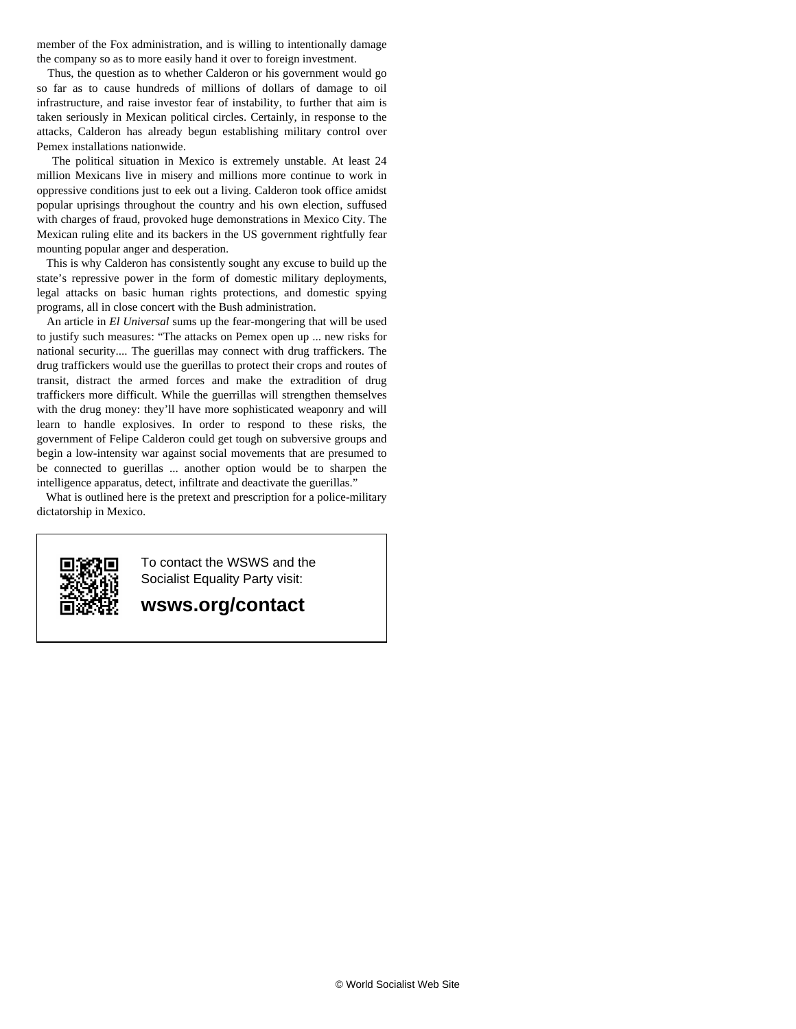member of the Fox administration, and is willing to intentionally damage the company so as to more easily hand it over to foreign investment.

Thus, the question as to whether Calderon or his government would go so far as to cause hundreds of millions of dollars of damage to oil infrastructure, and raise investor fear of instability, to further that aim is taken seriously in Mexican political circles. Certainly, in response to the attacks, Calderon has already begun establishing military control over Pemex installations nationwide.

The political situation in Mexico is extremely unstable. At least 24 million Mexicans live in misery and millions more continue to work in oppressive conditions just to eek out a living. Calderon took office amidst popular uprisings throughout the country and his own election, suffused with charges of fraud, provoked huge demonstrations in Mexico City. The Mexican ruling elite and its backers in the US government rightfully fear mounting popular anger and desperation.

This is why Calderon has consistently sought any excuse to build up the state's repressive power in the form of domestic military deployments, legal attacks on basic human rights protections, and domestic spying programs, all in close concert with the Bush administration.

An article in *El Universal* sums up the fear-mongering that will be used to justify such measures: "The attacks on Pemex open up ... new risks for national security.... The guerillas may connect with drug traffickers. The drug traffickers would use the guerillas to protect their crops and routes of transit, distract the armed forces and make the extradition of drug traffickers more difficult. While the guerrillas will strengthen themselves with the drug money: they'll have more sophisticated weaponry and will learn to handle explosives. In order to respond to these risks, the government of Felipe Calderon could get tough on subversive groups and begin a low-intensity war against social movements that are presumed to be connected to guerillas ... another option would be to sharpen the intelligence apparatus, detect, infiltrate and deactivate the guerillas."

What is outlined here is the pretext and prescription for a police-military dictatorship in Mexico.

To contact the WSWS and the Socialist Equality Party visit:

**wsws.org/contact**